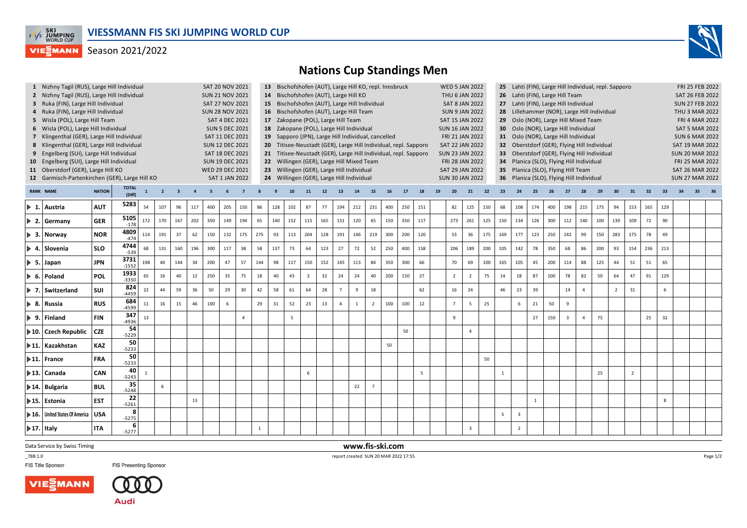# VIESSMANN FIS SKI JUMPING WORLD CUP

Season 2021/2022

## Nations Cup Standings Men

1 Nizhny Tagil (RUS), Large Hill Individual — SAT 20 NOV 2021
2 Nizhny Tagil (RUS), Large Hill Individual — SUN 21 NOV 2021
3 Ruka (FIN), Large Hill Individual — SAT 27 NOV 2021
4 Ruka (FIN), Large Hill Individual — SUN 28 NOV 2021
5 Wisla (POL), Large Hill Team — SAT 4 DEC 2021
6 Wisla (POL), Large Hill Individual — SUN 5 DEC 2021
7 Klingenthal (GER), Large Hill Individual — SAT 11 DEC 2021
8 Klingenthal (GER), Large Hill Individual — SUN 12 DEC 2021
9 Engelberg (SUI), Large Hill Individual — SAT 18 DEC 2021
10 Engelberg (SUI), Large Hill Individual — SUN 19 DEC 2021
11 Oberstdorf (GER), Large Hill KO — WED 29 DEC 2021
12 Garmisch-Partenkirchen (GER), Large Hill KO — SAT 1 JAN 2022
13 Bischofshofen (AUT), Large Hill KO, repl. Innsbruck — WED 5 JAN 2022
14 Bischofshofen (AUT), Large Hill KO — THU 6 JAN 2022
15 Bischofshofen (AUT), Large Hill Individual — SAT 8 JAN 2022
16 Bischofshofen (AUT), Large Hill Team — SUN 9 JAN 2022
17 Zakopane (POL), Large Hill Team — SAT 15 JAN 2022
18 Zakopane (POL), Large Hill Individual — SUN 16 JAN 2022
19 Sapporo (JPN), Large Hill Individual, cancelled — FRI 21 JAN 2022
20 Titisee-Neustadt (GER), Large Hill Individual, repl. Sapporo — SAT 22 JAN 2022
21 Titisee-Neustadt (GER), Large Hill Individual, repl. Sapporo — SUN 23 JAN 2022
22 Willingen (GER), Large Hill Mixed Team — FRI 28 JAN 2022
23 Willingen (GER), Large Hill Individual — SAT 29 JAN 2022
24 Willingen (GER), Large Hill Individual — SUN 30 JAN 2022
25 Lahti (FIN), Large Hill Individual, repl. Sapporo — FRI 25 FEB 2022
26 Lahti (FIN), Large Hill Team — SAT 26 FEB 2022
27 Lahti (FIN), Large Hill Individual — SUN 27 FEB 2022
28 Lillehammer (NOR), Large Hill Individual — THU 3 MAR 2022
29 Oslo (NOR), Large Hill Mixed Team — FRI 4 MAR 2022
30 Oslo (NOR), Large Hill Individual — SAT 5 MAR 2022
31 Oslo (NOR), Large Hill Individual — SUN 6 MAR 2022
32 Oberstdorf (GER), Flying Hill Individual — SAT 19 MAR 2022
33 Oberstdorf (GER), Flying Hill Individual — SUN 20 MAR 2022
34 Planica (SLO), Flying Hill Individual — FRI 25 MAR 2022
35 Planica (SLO), Flying Hill Team — SAT 26 MAR 2022
36 Planica (SLO), Flying Hill Individual — SUN 27 MAR 2022

| RANK | NAME | NATION | TOTAL (Diff) | 1 | 2 | 3 | 4 | 5 | 6 | 7 | 8 | 9 | 10 | 11 | 12 | 13 | 14 | 15 | 16 | 17 | 18 | 19 | 20 | 21 | 22 | 23 | 24 | 25 | 26 | 27 | 28 | 29 | 30 | 31 | 32 | 33 | 34 | 35 | 36 |
|---|---|---|---|---|---|---|---|---|---|---|---|---|---|---|---|---|---|---|---|---|---|---|---|---|---|---|---|---|---|---|---|---|---|---|---|---|---|---|---|
| 1. | Austria | AUT | 5283 | 54 | 107 | 96 | 117 | 400 | 205 | 150 | 86 | 128 | 102 | 87 | 77 | 194 | 212 | 231 | 400 | 250 | 151 | | 82 | 125 | 150 | 68 | 108 | 174 | 400 | 198 | 215 | 175 | 94 | 153 | 165 | 129 | | | |
| 2. | Germany | GER | 5105 -178 | 172 | 170 | 167 | 202 | 350 | 149 | 194 | 65 | 140 | 152 | 115 | 165 | 131 | 120 | 65 | 150 | 350 | 117 | | 273 | 261 | 125 | 150 | 134 | 126 | 300 | 112 | 140 | 100 | 139 | 109 | 72 | 90 | | | |
| 3. | Norway | NOR | 4809 -474 | 114 | 191 | 37 | 62 | 150 | 132 | 175 | 275 | 93 | 113 | 204 | 128 | 191 | 146 | 219 | 300 | 200 | 120 | | 53 | 36 | 175 | 169 | 177 | 123 | 250 | 142 | 99 | 150 | 283 | 175 | 78 | 49 | | | |
| 4. | Slovenia | SLO | 4744 -539 | 68 | 131 | 160 | 196 | 300 | 117 | 38 | 58 | 137 | 73 | 64 | 123 | 27 | 72 | 52 | 250 | 400 | 158 | | 206 | 189 | 200 | 105 | 142 | 78 | 350 | 68 | 86 | 200 | 93 | 154 | 236 | 213 | | | |
| 5. | Japan | JPN | 3731 -1552 | 198 | 40 | 144 | 34 | 200 | 47 | 57 | 144 | 98 | 117 | 150 | 152 | 145 | 113 | 84 | 350 | 300 | 66 | | 70 | 69 | 100 | 165 | 105 | 45 | 200 | 114 | 88 | 125 | 44 | 51 | 51 | 65 | | | |
| 6. | Poland | POL | 1933 -3350 | 65 | 16 | 40 | 12 | 250 | 35 | 75 | 18 | 40 | 43 | 3 | 32 | 24 | 24 | 40 | 200 | 150 | 27 | | 2 | 2 | 75 | 14 | 18 | 87 | 100 | 78 | 82 | 50 | 64 | 47 | 91 | 129 | | | |
| 7. | Switzerland | SUI | 824 -4459 | 22 | 44 | 59 | 36 | 50 | 29 | 30 | 42 | 58 | 61 | 64 | 28 | 7 | 9 | 18 | | | 62 | | 16 | 24 | | 46 | 23 | 39 | | 14 | 4 | | 2 | 31 | | 6 | | | |
| 8. | Russia | RUS | 684 -4599 | 11 | 16 | 15 | 46 | 100 | 6 | | 29 | 31 | 52 | 23 | 13 | 4 | 1 | 2 | 100 | 100 | 12 | | 7 | 5 | 25 | | 6 | 21 | 50 | 9 | | | | | | | | | |
| 9. | Finland | FIN | 347 -4936 | 13 | | | | | | 4 | | | 5 | | | | | | | | | | 9 | | | | | 27 | 150 | 3 | 4 | 75 | | | 25 | 32 | | | |
| 10. | Czech Republic | CZE | 54 -5229 | | | | | | | | | | | | | | | | | 50 | | | | 4 | | | | | | | | | | | | | | | |
| 11. | Kazakhstan | KAZ | 50 -5233 | | | | | | | | | | | | | | | | 50 | | | | | | | | | | | | | | | | | | | | |
| 11. | France | FRA | 50 -5233 | | | | | | | | | | | | | | | | | | | | | | 50 | | | | | | | | | | | | | | |
| 13. | Canada | CAN | 40 -5243 | 1 | | | | | | | | | | 6 | | | | | | | 5 | | | | | 1 | | | | | | 25 | | 2 | | | | | |
| 14. | Bulgaria | BUL | 35 -5248 | | 6 | | | | | | | | | | | | 22 | 7 | | | | | | | | | | | | | | | | | | | | | |
| 15. | Estonia | EST | 22 -5261 | | | | 13 | | | | | | | | | | | | | | | | | | | | | 1 | | | | | | | | 8 | | | |
| 16. | United States Of America | USA | 8 -5275 | | | | | | | | | | | | | | | | | | | | | | | 5 | 3 | | | | | | | | | | | | |
| 17. | Italy | ITA | 6 -5277 | | | | | | | | 1 | | | | | | | | | | | | | 3 | | | 2 | | | | | | | | | | | | |

Data Service by Swiss Timing

www.fis-ski.com

_78B 1.0

report created SUN 20 MAR 2022 17:55

FIS Title Sponsor

FIS Presenting Sponsor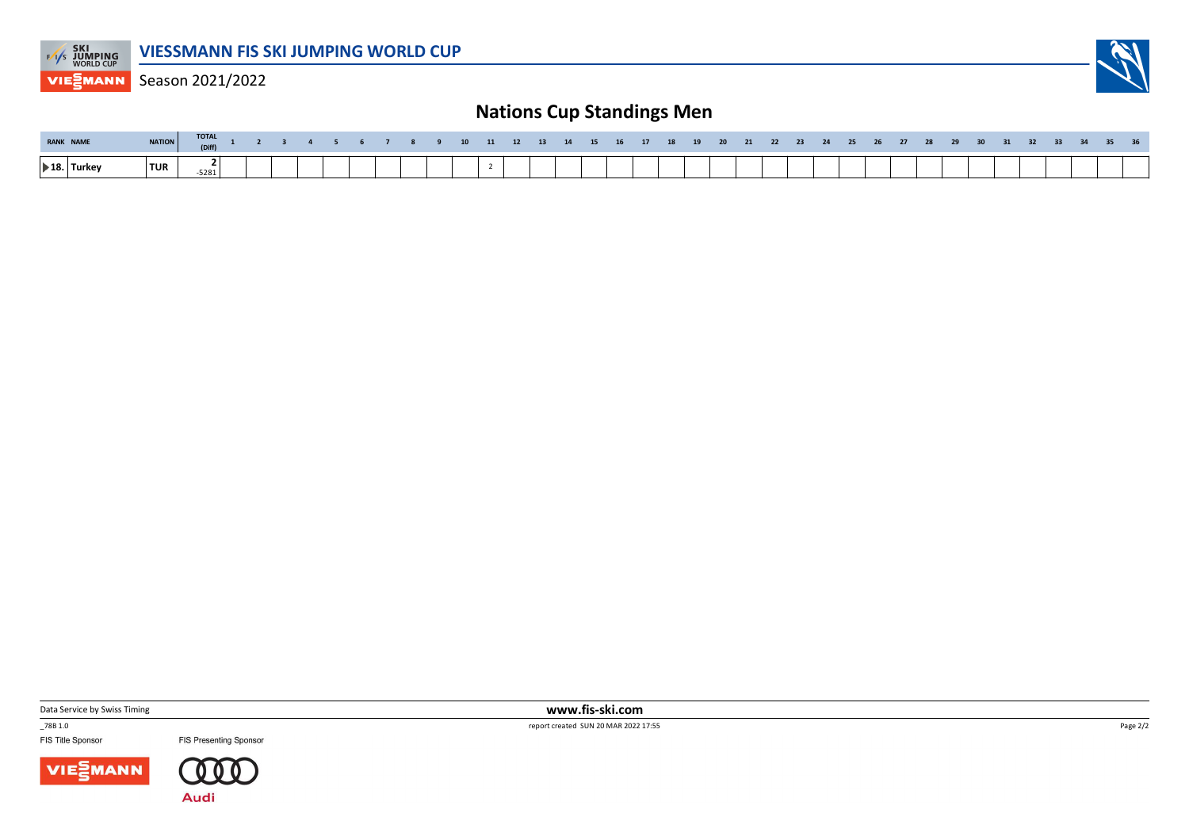| RANK | NAME | NATION | TOTAL (Diff) | 1 | 2 | 3 | 4 | 5 | 6 | 7 | 8 | 9 | 10 | 11 | 12 | 13 | 14 | 15 | 16 | 17 | 18 | 19 | 20 | 21 | 22 | 23 | 24 | 25 | 26 | 27 | 28 | 29 | 30 | 31 | 32 | 33 | 34 | 35 | 36 |
|---|---|---|---|---|---|---|---|---|---|---|---|---|---|---|---|---|---|---|---|---|---|---|---|---|---|---|---|---|---|---|---|---|---|---|---|---|---|---|---|
| ▶18. | Turkey | TUR | **2** -5281 | | | | | | | | | | | 2 | | | | | | | | | | | | | | | | | | | | | | | | | |